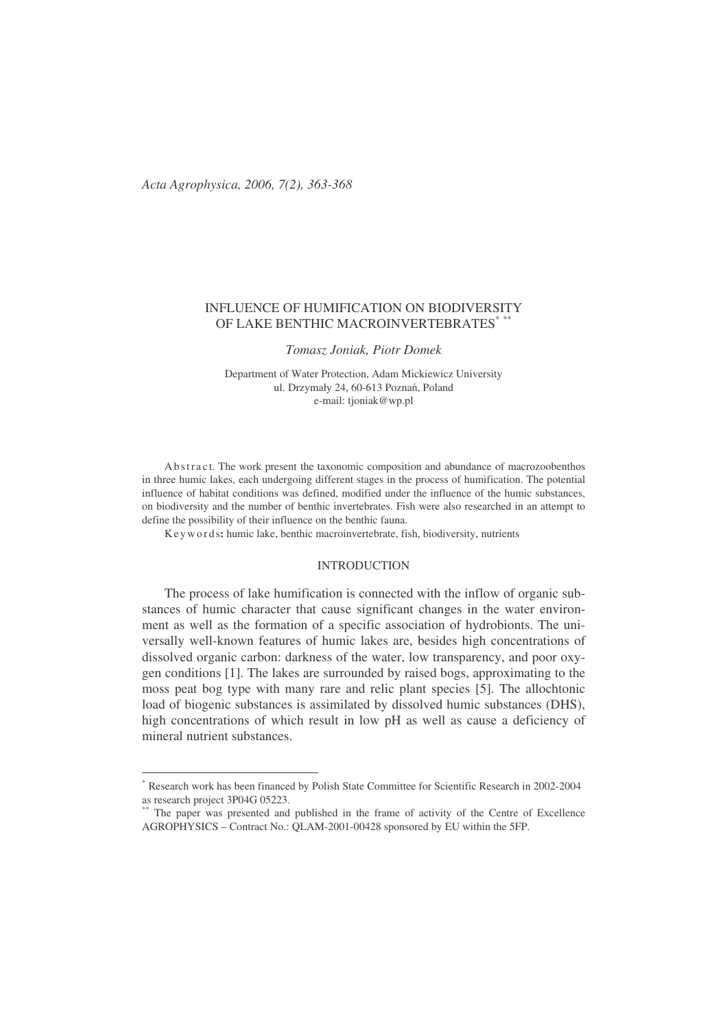# INFLUENCE OF HUMIFICATION ON BIODIVERSITY OF LAKE BENTHIC MACROINVERTEBRATES[*] [**]

*Tomasz Joniak, Piotr Domek*

Department of Water Protection, Adam Mickiewicz University
ul. Drzymały 24, 60-613 Poznań, Poland
e-mail: tjoniak@wp.pl

Abstract. The work present the taxonomic composition and abundance of macrozoobenthos in three humic lakes, each undergoing different stages in the process of humification. The potential influence of habitat conditions was defined, modified under the influence of the humic substances, on biodiversity and the number of benthic invertebrates. Fish were also researched in an attempt to define the possibility of their influence on the benthic fauna.

Keywords: humic lake, benthic macroinvertebrate, fish, biodiversity, nutrients

## INTRODUCTION

The process of lake humification is connected with the inflow of organic substances of humic character that cause significant changes in the water environment as well as the formation of a specific association of hydrobionts. The universally well-known features of humic lakes are, besides high concentrations of dissolved organic carbon: darkness of the water, low transparency, and poor oxygen conditions [1]. The lakes are surrounded by raised bogs, approximating to the moss peat bog type with many rare and relic plant species [5]. The allochtonic load of biogenic substances is assimilated by dissolved humic substances (DHS), high concentrations of which result in low pH as well as cause a deficiency of mineral nutrient substances.

---

[*] Research work has been financed by Polish State Committee for Scientific Research in 2002-2004 as research project 3P04G 05223.

[**] The paper was presented and published in the frame of activity of the Centre of Excellence AGROPHYSICS – Contract No.: QLAM-2001-00428 sponsored by EU within the 5FP.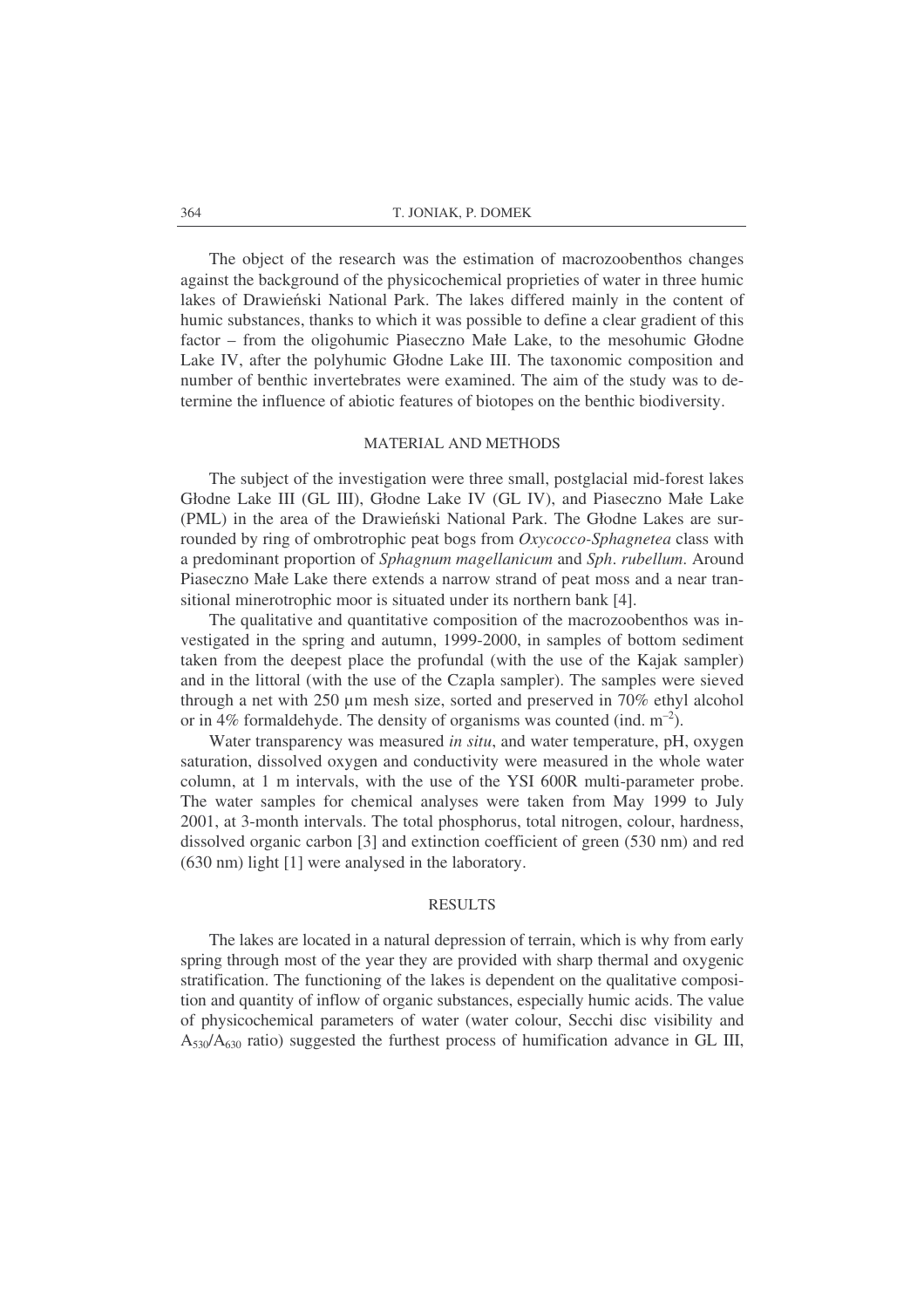The object of the research was the estimation of macrozoobenthos changes against the background of the physicochemical proprieties of water in three humic lakes of Drawieński National Park. The lakes differed mainly in the content of humic substances, thanks to which it was possible to define a clear gradient of this factor – from the oligohumic Piaseczno Małe Lake, to the mesohumic Głodne Lake IV, after the polyhumic Głodne Lake III. The taxonomic composition and number of benthic invertebrates were examined. The aim of the study was to determine the influence of abiotic features of biotopes on the benthic biodiversity.

## MATERIAL AND METHODS

The subject of the investigation were three small, postglacial mid-forest lakes Głodne Lake III (GL III), Głodne Lake IV (GL IV), and Piaseczno Małe Lake (PML) in the area of the Drawieński National Park. The Głodne Lakes are surrounded by ring of ombrotrophic peat bogs from *Oxycocco-Sphagnetea* class with a predominant proportion of *Sphagnum magellanicum* and *Sph. rubellum*. Around Piaseczno Małe Lake there extends a narrow strand of peat moss and a near transitional minerotrophic moor is situated under its northern bank [4].

The qualitative and quantitative composition of the macrozoobenthos was investigated in the spring and autumn, 1999-2000, in samples of bottom sediment taken from the deepest place the profundal (with the use of the Kajak sampler) and in the littoral (with the use of the Czapla sampler). The samples were sieved through a net with 250 μm mesh size, sorted and preserved in 70% ethyl alcohol or in 4% formaldehyde. The density of organisms was counted (ind. $m^{-2}$).

Water transparency was measured *in situ*, and water temperature, pH, oxygen saturation, dissolved oxygen and conductivity were measured in the whole water column, at 1 m intervals, with the use of the YSI 600R multi-parameter probe. The water samples for chemical analyses were taken from May 1999 to July 2001, at 3-month intervals. The total phosphorus, total nitrogen, colour, hardness, dissolved organic carbon [3] and extinction coefficient of green (530 nm) and red (630 nm) light [1] were analysed in the laboratory.

## RESULTS

The lakes are located in a natural depression of terrain, which is why from early spring through most of the year they are provided with sharp thermal and oxygenic stratification. The functioning of the lakes is dependent on the qualitative composition and quantity of inflow of organic substances, especially humic acids. The value of physicochemical parameters of water (water colour, Secchi disc visibility and $A_{530}/A_{630}$ ratio) suggested the furthest process of humification advance in GL III,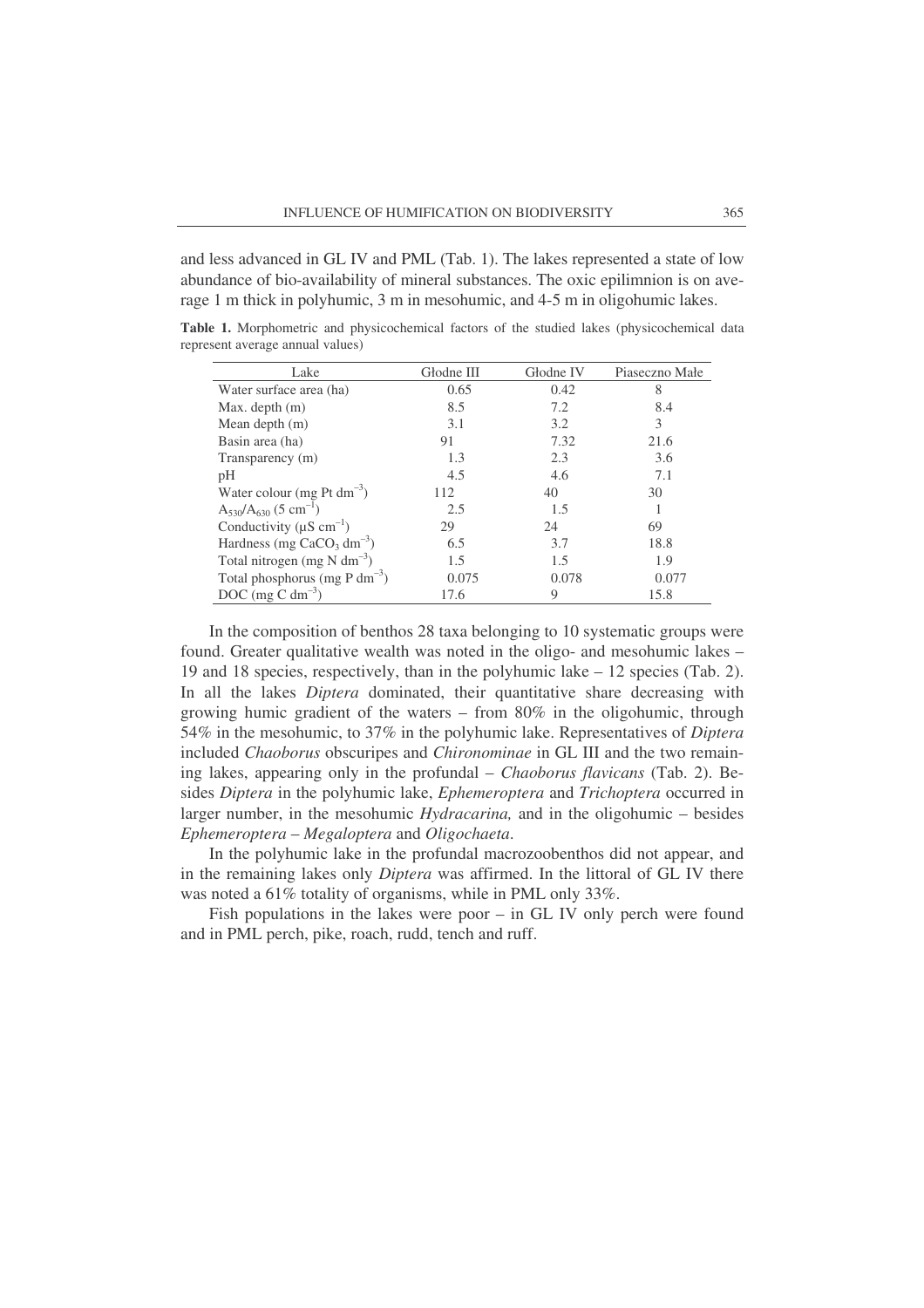and less advanced in GL IV and PML (Tab. 1). The lakes represented a state of low abundance of bio-availability of mineral substances. The oxic epilimnion is on average 1 m thick in polyhumic, 3 m in mesohumic, and 4-5 m in oligohumic lakes.

**Table 1.** Morphometric and physicochemical factors of the studied lakes (physicochemical data represent average annual values)

| Lake | Głodne III | Głodne IV | Piaseczno Małe |
|---|---|---|---|
| Water surface area (ha) | 0.65 | 0.42 | 8 |
| Max. depth (m) | 8.5 | 7.2 | 8.4 |
| Mean depth (m) | 3.1 | 3.2 | 3 |
| Basin area (ha) | 91 | 7.32 | 21.6 |
| Transparency (m) | 1.3 | 2.3 | 3.6 |
| pH | 4.5 | 4.6 | 7.1 |
| Water colour (mg Pt $dm^{-3}$) | 112 | 40 | 30 |
| $A_{530}/A_{630}$ (5 $cm^{-1}$) | 2.5 | 1.5 | 1 |
| Conductivity (μS $cm^{-1}$) | 29 | 24 | 69 |
| Hardness (mg $CaCO_3$ $dm^{-3}$) | 6.5 | 3.7 | 18.8 |
| Total nitrogen (mg N $dm^{-3}$) | 1.5 | 1.5 | 1.9 |
| Total phosphorus (mg P $dm^{-3}$) | 0.075 | 0.078 | 0.077 |
| DOC (mg C $dm^{-3}$) | 17.6 | 9 | 15.8 |

In the composition of benthos 28 taxa belonging to 10 systematic groups were found. Greater qualitative wealth was noted in the oligo- and mesohumic lakes – 19 and 18 species, respectively, than in the polyhumic lake – 12 species (Tab. 2). In all the lakes *Diptera* dominated, their quantitative share decreasing with growing humic gradient of the waters – from 80% in the oligohumic, through 54% in the mesohumic, to 37% in the polyhumic lake. Representatives of *Diptera* included *Chaoborus* obscuripes and *Chironominae* in GL III and the two remaining lakes, appearing only in the profundal – *Chaoborus flavicans* (Tab. 2). Besides *Diptera* in the polyhumic lake, *Ephemeroptera* and *Trichoptera* occurred in larger number, in the mesohumic *Hydracarina,* and in the oligohumic – besides *Ephemeroptera* – *Megaloptera* and *Oligochaeta*.

In the polyhumic lake in the profundal macrozoobenthos did not appear, and in the remaining lakes only *Diptera* was affirmed. In the littoral of GL IV there was noted a 61% totality of organisms, while in PML only 33%.

Fish populations in the lakes were poor – in GL IV only perch were found and in PML perch, pike, roach, rudd, tench and ruff.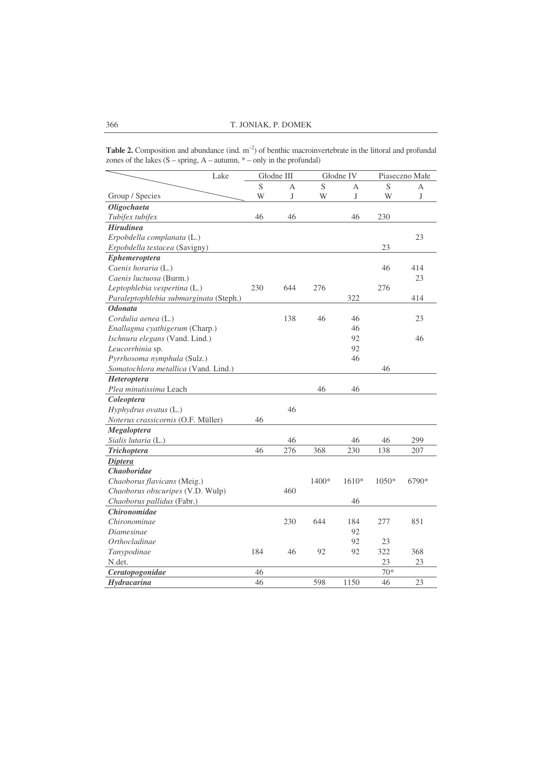**Table 2.** Composition and abundance (ind. $m^{-2}$) of benthic macroinvertebrate in the littoral and profundal zones of the lakes (S – spring, A – autumn, * – only in the profundal)

| Lake | Głodne III | | Głodne IV | | Piaseczno Małe | |
|---|---|---|---|---|---|---|
| Group / Species | S W | A J | S W | A J | S W | A J |
| ***Oligochaeta*** | | | | | | |
| *Tubifex tubifex* | 46 | 46 | | 46 | 230 | |
| ***Hirudinea*** | | | | | | |
| *Erpobdella complanata* (L.) | | | | | | 23 |
| *Erpobdella testacea* (Savigny) | | | | | 23 | |
| ***Ephemeroptera*** | | | | | | |
| *Caenis horaria* (L.) | | | | | 46 | 414 |
| *Caenis luctuosa* (Burm.) | | | | | | 23 |
| *Leptophlebia vespertina* (L.) | 230 | 644 | 276 | | 276 | |
| *Paraleptophlebia submarginata* (Steph.) | | | | 322 | | 414 |
| ***Odonata*** | | | | | | |
| *Cordulia aenea* (L.) | | 138 | 46 | 46 | | 23 |
| *Enallagma cyathigerum* (Charp.) | | | | 46 | | |
| *Ischnura elegans* (Vand. Lind.) | | | | 92 | | 46 |
| *Leucorrhinia* sp. | | | | 92 | | |
| *Pyrrhosoma nymphula* (Sulz.) | | | | 46 | | |
| *Somatochlora metallica* (Vand. Lind.) | | | | | 46 | |
| ***Heteroptera*** | | | | | | |
| *Plea minutissima* Leach | | | 46 | 46 | | |
| ***Coleoptera*** | | | | | | |
| *Hyphydrus ovatus* (L.) | | 46 | | | | |
| *Noterus crassicornis* (O.F. Müller) | 46 | | | | | |
| ***Megaloptera*** | | | | | | |
| *Sialis lutaria* (L.) | | 46 | | 46 | 46 | 299 |
| ***Trichoptera*** | 46 | 276 | 368 | 230 | 138 | 207 |
| ***Diptera*** | | | | | | |
| ***Chaoboridae*** | | | | | | |
| *Chaoborus flavicans* (Meig.) | | | 1400* | 1610* | 1050* | 6790* |
| *Chaoborus obscuripes* (V.D. Wulp) | | 460 | | | | |
| *Chaoborus pallidus* (Fabr.) | | | | 46 | | |
| ***Chironomidae*** | | | | | | |
| *Chironominae* | | 230 | 644 | 184 | 277 | 851 |
| *Diamesinae* | | | | 92 | | |
| *Orthocladinae* | | | | 92 | 23 | |
| *Tanypodinae* | 184 | 46 | 92 | 92 | 322 | 368 |
| N.det. | | | | | 23 | 23 |
| ***Ceratopogonidae*** | 46 | | | | 70* | |
| ***Hydracarina*** | 46 | | 598 | 1150 | 46 | 23 |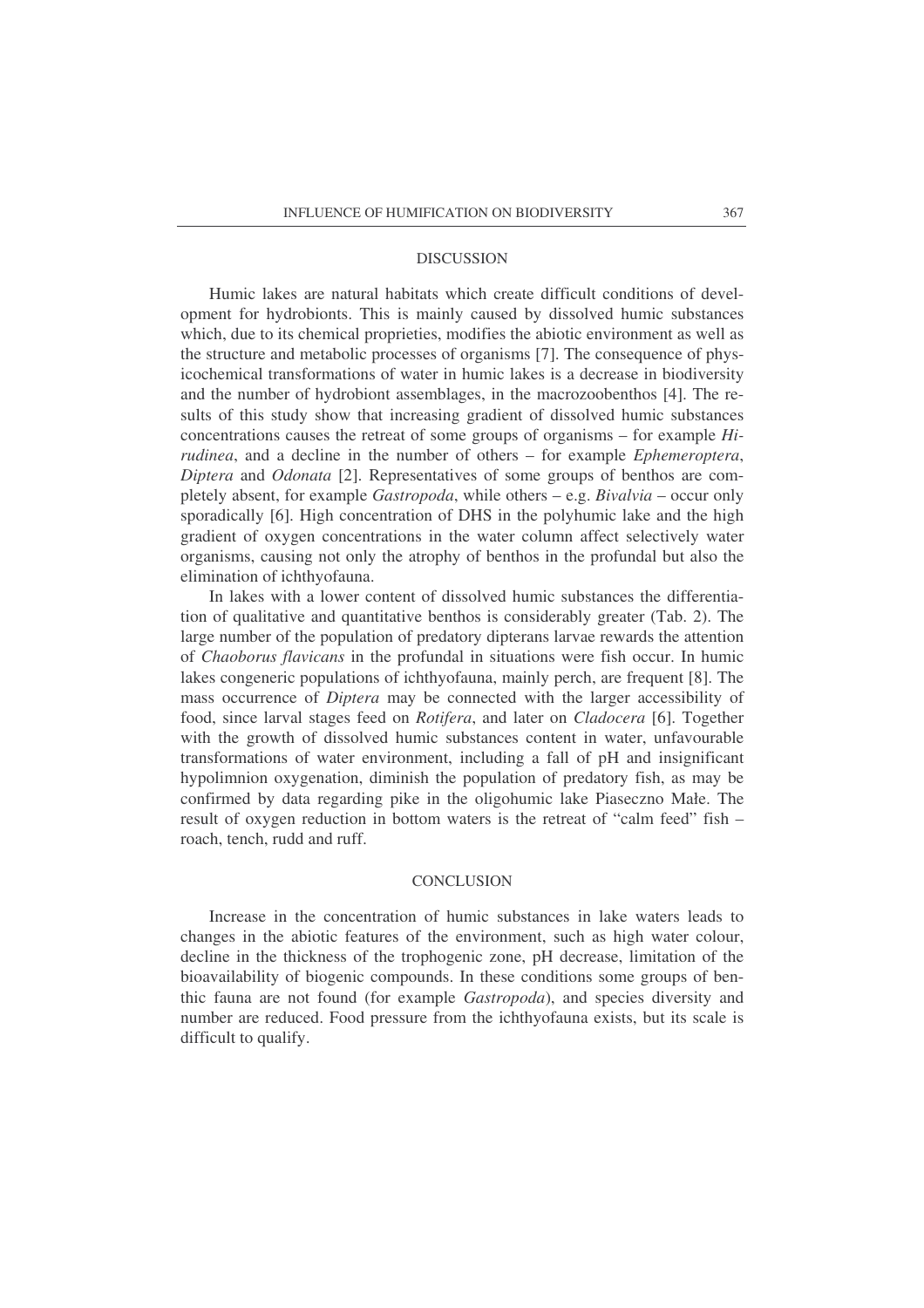## DISCUSSION

Humic lakes are natural habitats which create difficult conditions of development for hydrobionts. This is mainly caused by dissolved humic substances which, due to its chemical proprieties, modifies the abiotic environment as well as the structure and metabolic processes of organisms [7]. The consequence of physicochemical transformations of water in humic lakes is a decrease in biodiversity and the number of hydrobiont assemblages, in the macrozoobenthos [4]. The results of this study show that increasing gradient of dissolved humic substances concentrations causes the retreat of some groups of organisms – for example *Hirudinea*, and a decline in the number of others – for example *Ephemeroptera*, *Diptera* and *Odonata* [2]. Representatives of some groups of benthos are completely absent, for example *Gastropoda*, while others – e.g. *Bivalvia* – occur only sporadically [6]. High concentration of DHS in the polyhumic lake and the high gradient of oxygen concentrations in the water column affect selectively water organisms, causing not only the atrophy of benthos in the profundal but also the elimination of ichthyofauna.

In lakes with a lower content of dissolved humic substances the differentiation of qualitative and quantitative benthos is considerably greater (Tab. 2). The large number of the population of predatory dipterans larvae rewards the attention of *Chaoborus flavicans* in the profundal in situations were fish occur. In humic lakes congeneric populations of ichthyofauna, mainly perch, are frequent [8]. The mass occurrence of *Diptera* may be connected with the larger accessibility of food, since larval stages feed on *Rotifera*, and later on *Cladocera* [6]. Together with the growth of dissolved humic substances content in water, unfavourable transformations of water environment, including a fall of pH and insignificant hypolimnion oxygenation, diminish the population of predatory fish, as may be confirmed by data regarding pike in the oligohumic lake Piaseczno Małe. The result of oxygen reduction in bottom waters is the retreat of "calm feed" fish – roach, tench, rudd and ruff.

## CONCLUSION

Increase in the concentration of humic substances in lake waters leads to changes in the abiotic features of the environment, such as high water colour, decline in the thickness of the trophogenic zone, pH decrease, limitation of the bioavailability of biogenic compounds. In these conditions some groups of benthic fauna are not found (for example *Gastropoda*), and species diversity and number are reduced. Food pressure from the ichthyofauna exists, but its scale is difficult to qualify.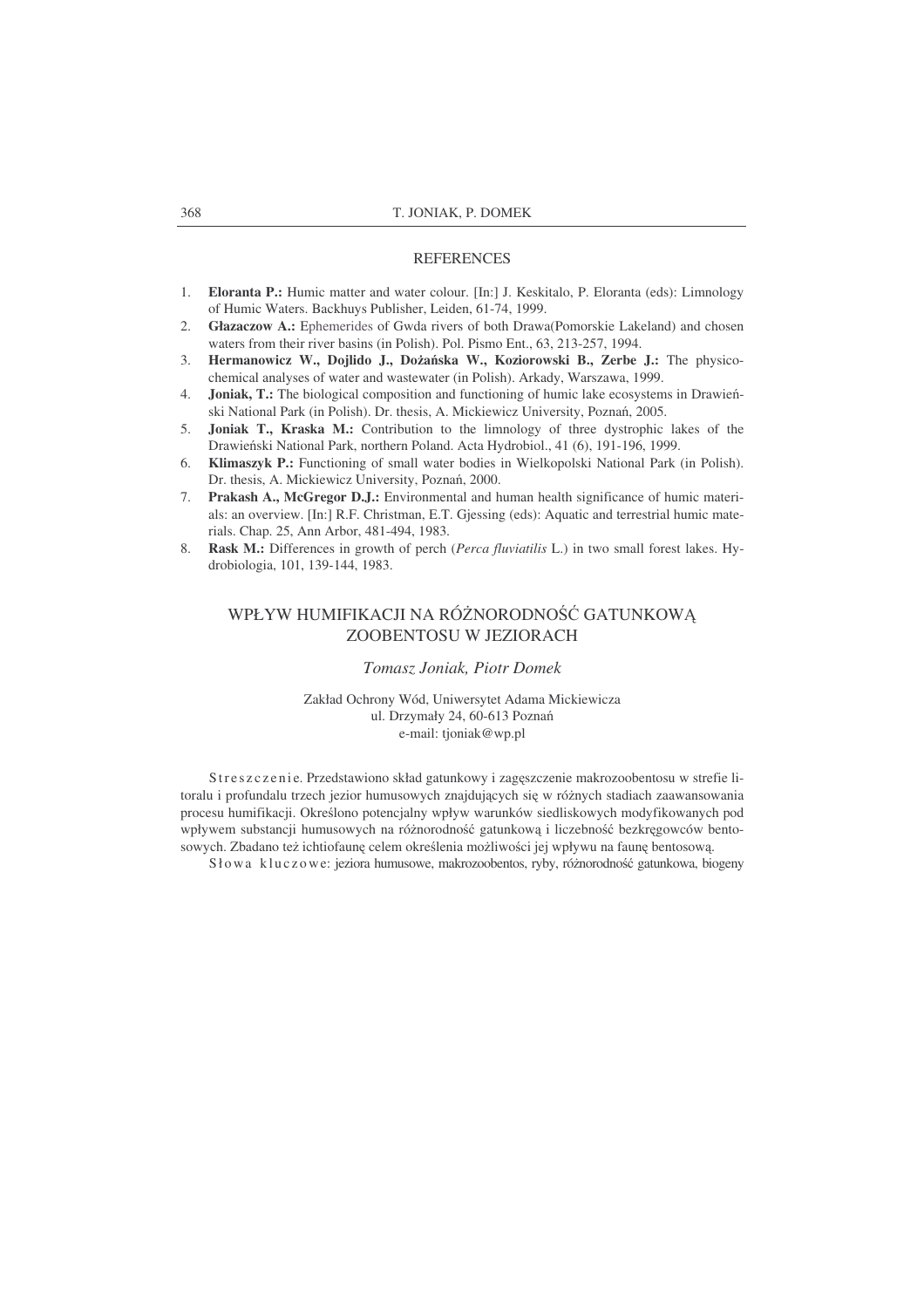## REFERENCES

1. **Eloranta P.:** Humic matter and water colour. [In:] J. Keskitalo, P. Eloranta (eds): Limnology of Humic Waters. Backhuys Publisher, Leiden, 61-74, 1999.
2. **Głazaczow A.:** Ephemerides of Gwda rivers of both Drawa(Pomorskie Lakeland) and chosen waters from their river basins (in Polish). Pol. Pismo Ent., 63, 213-257, 1994.
3. **Hermanowicz W., Dojlido J., Dożańska W., Koziorowski B., Zerbe J.:** The physico-chemical analyses of water and wastewater (in Polish). Arkady, Warszawa, 1999.
4. **Joniak, T.:** The biological composition and functioning of humic lake ecosystems in Drawieński National Park (in Polish). Dr. thesis, A. Mickiewicz University, Poznań, 2005.
5. **Joniak T., Kraska M.:** Contribution to the limnology of three dystrophic lakes of the Drawieński National Park, northern Poland. Acta Hydrobiol., 41 (6), 191-196, 1999.
6. **Klimaszyk P.:** Functioning of small water bodies in Wielkopolski National Park (in Polish). Dr. thesis, A. Mickiewicz University, Poznań, 2000.
7. **Prakash A., McGregor D.J.:** Environmental and human health significance of humic materials: an overview. [In:] R.F. Christman, E.T. Gjessing (eds): Aquatic and terrestrial humic materials. Chap. 25, Ann Arbor, 481-494, 1983.
8. **Rask M.:** Differences in growth of perch (*Perca fluviatilis* L.) in two small forest lakes. Hydrobiologia, 101, 139-144, 1983.

## WPŁYW HUMIFIKACJI NA RÓŻNORODNOŚĆ GATUNKOWĄ ZOOBENTOSU W JEZIORACH

*Tomasz Joniak, Piotr Domek*

Zakład Ochrony Wód, Uniwersytet Adama Mickiewicza
ul. Drzymały 24, 60-613 Poznań
e-mail: tjoniak@wp.pl

Streszczenie. Przedstawiono skład gatunkowy i zagęszczenie makrozoobentosu w strefie litoralu i profundalu trzech jezior humusowych znajdujących się w różnych stadiach zaawansowania procesu humifikacji. Określono potencjalny wpływ warunków siedliskowych modyfikowanych pod wpływem substancji humusowych na różnorodność gatunkową i liczebność bezkręgowców bentosowych. Zbadano też ichtiofaunę celem określenia możliwości jej wpływu na faunę bentosową.

Słowa kluczowe: jeziora humusowe, makrozoobentos, ryby, różnorodność gatunkowa, biogeny